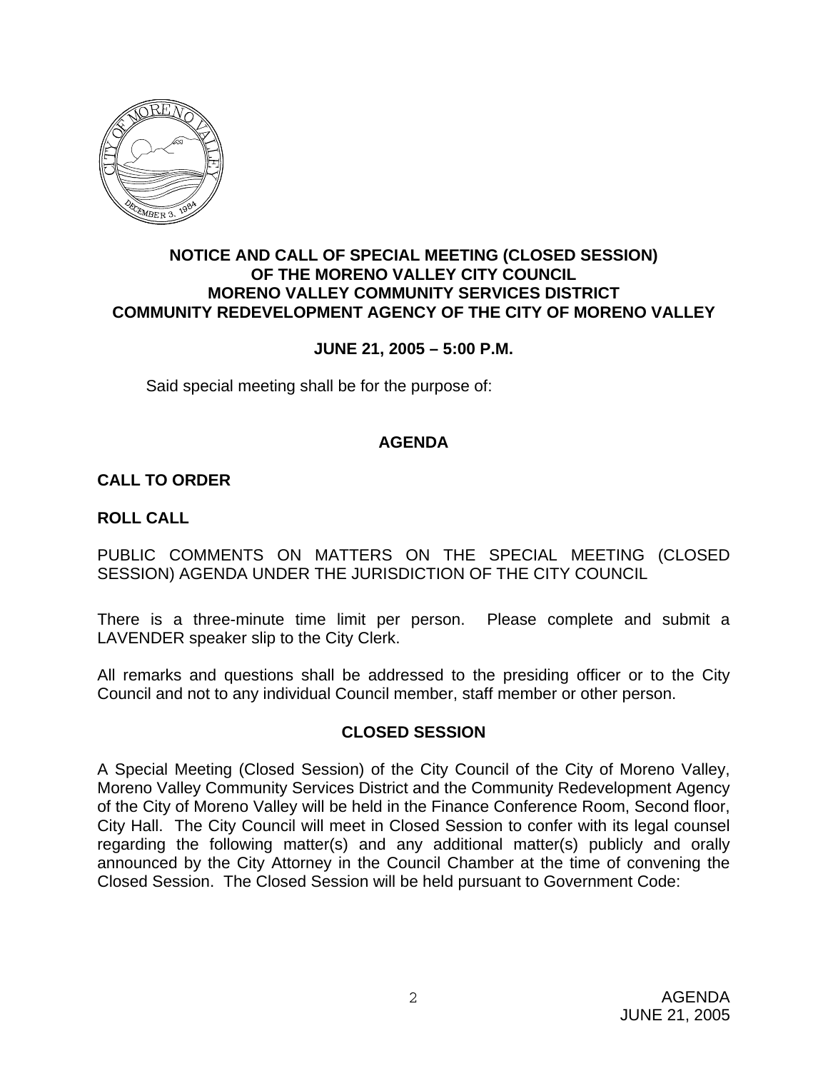# NOTICE AND CALL OF SPECIAL MEETING (CLOSED SESSION) OF THE MORENO VALLEY CITY COUNCIL MORENO VALLEY COMMUNITY SERVICES DISTRICT COMMUNITY REDEVELOPMENT AGENCY OF THE CITY OF MORENO VALLEY

**JUNE 21, 2005 – 5:00 P.M.**

Said special meeting shall be for the purpose of:

## AGENDA

**CALL TO ORDER**

**ROLL CALL**

PUBLIC COMMENTS ON MATTERS ON THE SPECIAL MEETING (CLOSED SESSION) AGENDA UNDER THE JURISDICTION OF THE CITY COUNCIL

There is a three-minute time limit per person. Please complete and submit a LAVENDER speaker slip to the City Clerk.

All remarks and questions shall be addressed to the presiding officer or to the City Council and not to any individual Council member, staff member or other person.

## CLOSED SESSION

A Special Meeting (Closed Session) of the City Council of the City of Moreno Valley, Moreno Valley Community Services District and the Community Redevelopment Agency of the City of Moreno Valley will be held in the Finance Conference Room, Second floor, City Hall. The City Council will meet in Closed Session to confer with its legal counsel regarding the following matter(s) and any additional matter(s) publicly and orally announced by the City Attorney in the Council Chamber at the time of convening the Closed Session. The Closed Session will be held pursuant to Government Code: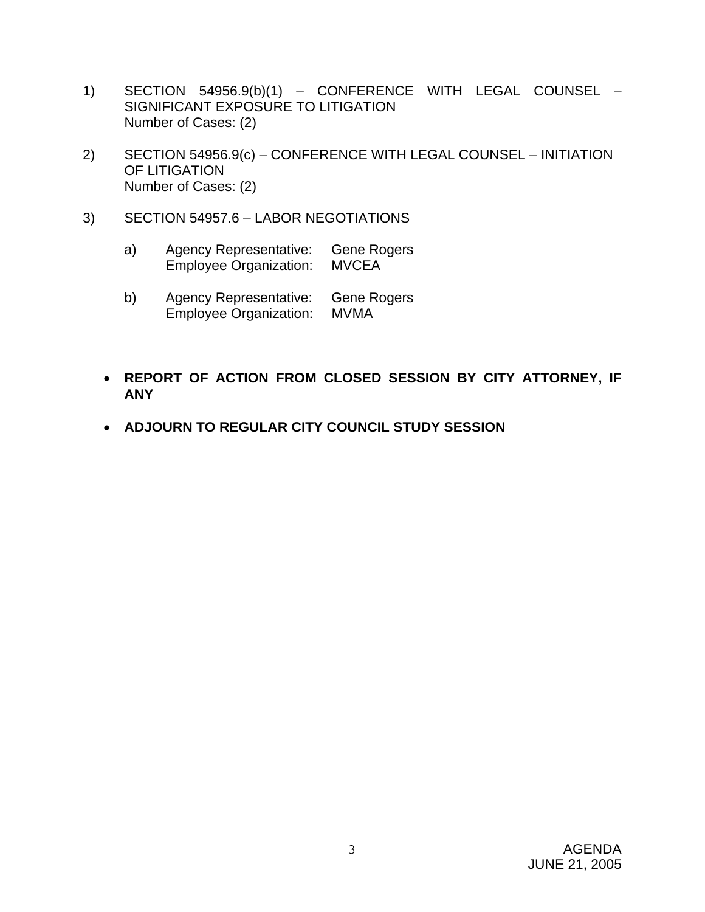1) SECTION 54956.9(b)(1) – CONFERENCE WITH LEGAL COUNSEL – SIGNIFICANT EXPOSURE TO LITIGATION
   Number of Cases: (2)

2) SECTION 54956.9(c) – CONFERENCE WITH LEGAL COUNSEL – INITIATION OF LITIGATION
   Number of Cases: (2)

3) SECTION 54957.6 – LABOR NEGOTIATIONS

   a) Agency Representative: Gene Rogers
      Employee Organization: MVCEA

   b) Agency Representative: Gene Rogers
      Employee Organization: MVMA

- **REPORT OF ACTION FROM CLOSED SESSION BY CITY ATTORNEY, IF ANY**

- **ADJOURN TO REGULAR CITY COUNCIL STUDY SESSION**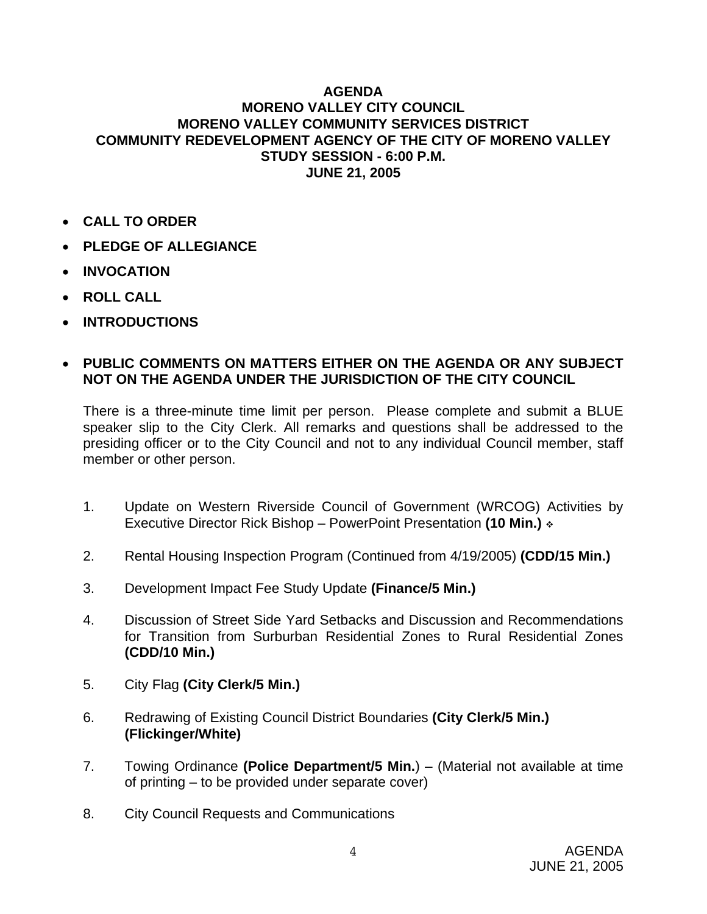**AGENDA**
**MORENO VALLEY CITY COUNCIL**
**MORENO VALLEY COMMUNITY SERVICES DISTRICT**
**COMMUNITY REDEVELOPMENT AGENCY OF THE CITY OF MORENO VALLEY**
**STUDY SESSION - 6:00 P.M.**
**JUNE 21, 2005**

- **CALL TO ORDER**
- **PLEDGE OF ALLEGIANCE**
- **INVOCATION**
- **ROLL CALL**
- **INTRODUCTIONS**

- **PUBLIC COMMENTS ON MATTERS EITHER ON THE AGENDA OR ANY SUBJECT NOT ON THE AGENDA UNDER THE JURISDICTION OF THE CITY COUNCIL**

  There is a three-minute time limit per person. Please complete and submit a BLUE speaker slip to the City Clerk. All remarks and questions shall be addressed to the presiding officer or to the City Council and not to any individual Council member, staff member or other person.

1. Update on Western Riverside Council of Government (WRCOG) Activities by Executive Director Rick Bishop – PowerPoint Presentation **(10 Min.)** ❖

2. Rental Housing Inspection Program (Continued from 4/19/2005) **(CDD/15 Min.)**

3. Development Impact Fee Study Update **(Finance/5 Min.)**

4. Discussion of Street Side Yard Setbacks and Discussion and Recommendations for Transition from Surburban Residential Zones to Rural Residential Zones **(CDD/10 Min.)**

5. City Flag **(City Clerk/5 Min.)**

6. Redrawing of Existing Council District Boundaries **(City Clerk/5 Min.) (Flickinger/White)**

7. Towing Ordinance **(Police Department/5 Min.**) – (Material not available at time of printing – to be provided under separate cover)

8. City Council Requests and Communications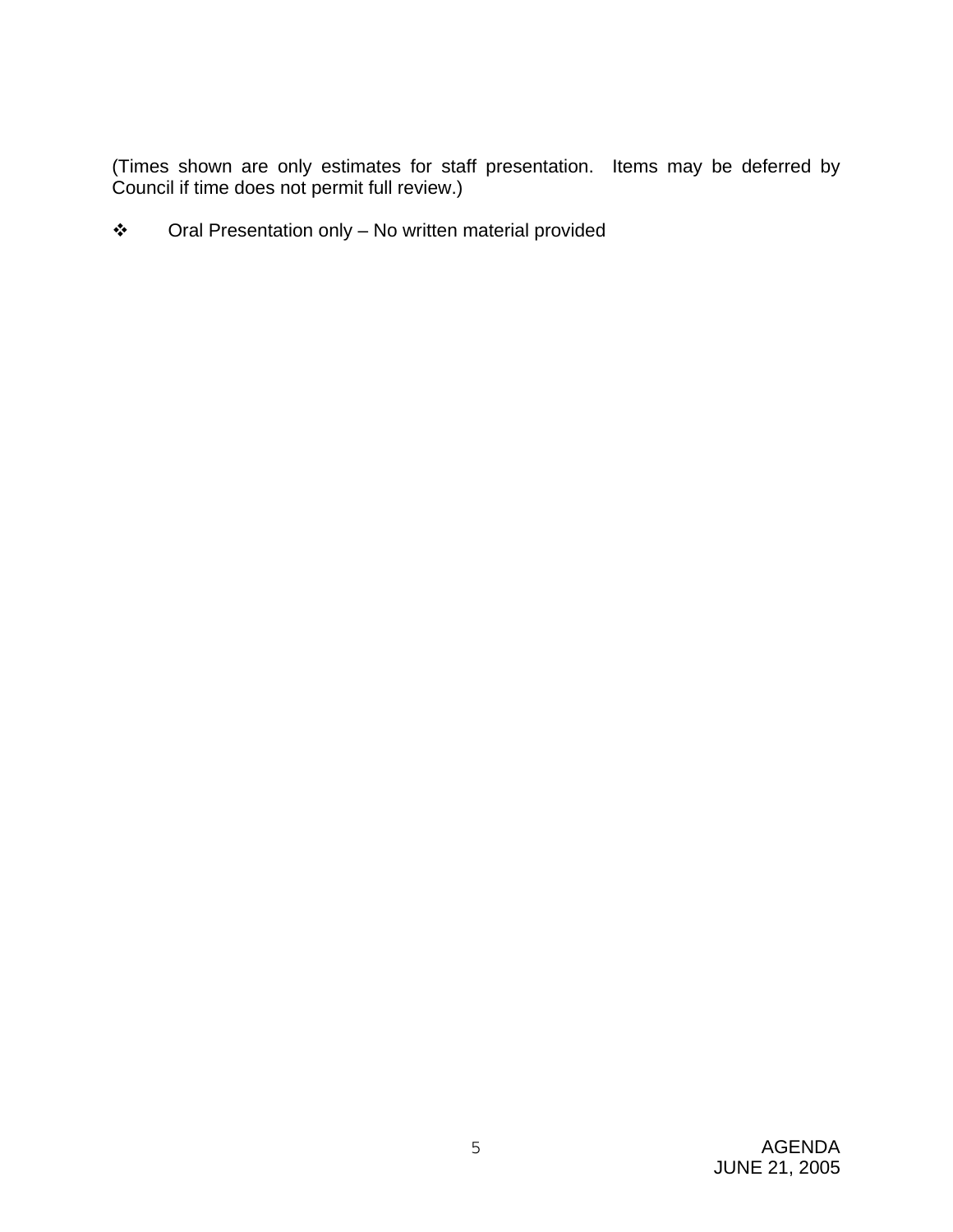(Times shown are only estimates for staff presentation.  Items may be deferred by Council if time does not permit full review.)

❖ Oral Presentation only – No written material provided